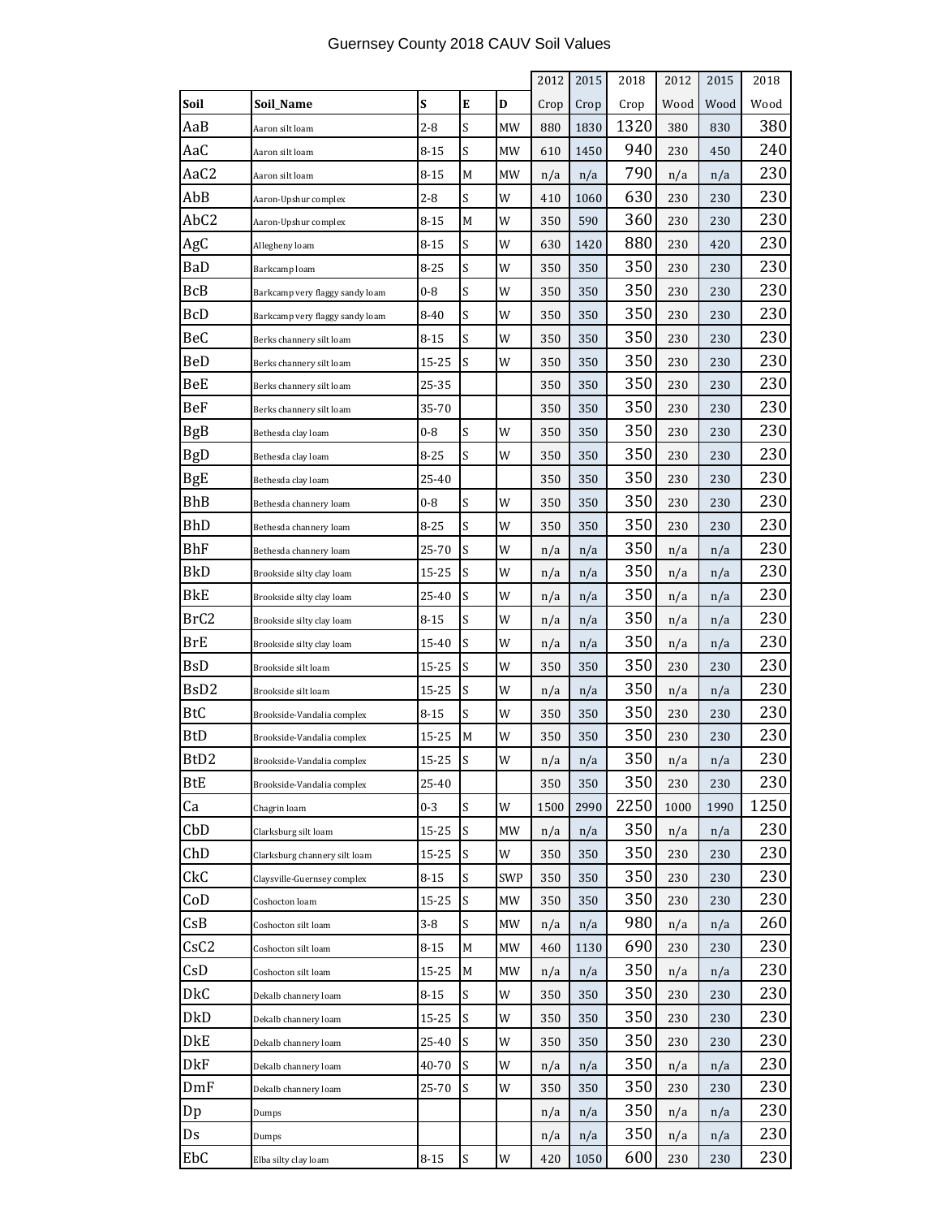# Guernsey County 2018 CAUV Soil Values

| Soil | Soil_Name | S | E | D | 2012 Crop | 2015 Crop | 2018 Crop | 2012 Wood | 2015 Wood | 2018 Wood |
|---|---|---|---|---|---|---|---|---|---|---|
| AaB | Aaron silt loam | 2-8 | S | MW | 880 | 1830 | 1320 | 380 | 830 | 380 |
| AaC | Aaron silt loam | 8-15 | S | MW | 610 | 1450 | 940 | 230 | 450 | 240 |
| AaC2 | Aaron silt loam | 8-15 | M | MW | n/a | n/a | 790 | n/a | n/a | 230 |
| AbB | Aaron-Upshur complex | 2-8 | S | W | 410 | 1060 | 630 | 230 | 230 | 230 |
| AbC2 | Aaron-Upshur complex | 8-15 | M | W | 350 | 590 | 360 | 230 | 230 | 230 |
| AgC | Allegheny loam | 8-15 | S | W | 630 | 1420 | 880 | 230 | 420 | 230 |
| BaD | Barkcamp loam | 8-25 | S | W | 350 | 350 | 350 | 230 | 230 | 230 |
| BcB | Barkcamp very flaggy sandy loam | 0-8 | S | W | 350 | 350 | 350 | 230 | 230 | 230 |
| BcD | Barkcamp very flaggy sandy loam | 8-40 | S | W | 350 | 350 | 350 | 230 | 230 | 230 |
| BeC | Berks channery silt loam | 8-15 | S | W | 350 | 350 | 350 | 230 | 230 | 230 |
| BeD | Berks channery silt loam | 15-25 | S | W | 350 | 350 | 350 | 230 | 230 | 230 |
| BeE | Berks channery silt loam | 25-35 | | | 350 | 350 | 350 | 230 | 230 | 230 |
| BeF | Berks channery silt loam | 35-70 | | | 350 | 350 | 350 | 230 | 230 | 230 |
| BgB | Bethesda clay loam | 0-8 | S | W | 350 | 350 | 350 | 230 | 230 | 230 |
| BgD | Bethesda clay loam | 8-25 | S | W | 350 | 350 | 350 | 230 | 230 | 230 |
| BgE | Bethesda clay loam | 25-40 | | | 350 | 350 | 350 | 230 | 230 | 230 |
| BhB | Bethesda channery loam | 0-8 | S | W | 350 | 350 | 350 | 230 | 230 | 230 |
| BhD | Bethesda channery loam | 8-25 | S | W | 350 | 350 | 350 | 230 | 230 | 230 |
| BhF | Bethesda channery loam | 25-70 | S | W | n/a | n/a | 350 | n/a | n/a | 230 |
| BkD | Brookside silty clay loam | 15-25 | S | W | n/a | n/a | 350 | n/a | n/a | 230 |
| BkE | Brookside silty clay loam | 25-40 | S | W | n/a | n/a | 350 | n/a | n/a | 230 |
| BrC2 | Brookside silty clay loam | 8-15 | S | W | n/a | n/a | 350 | n/a | n/a | 230 |
| BrE | Brookside silty clay loam | 15-40 | S | W | n/a | n/a | 350 | n/a | n/a | 230 |
| BsD | Brookside silt loam | 15-25 | S | W | 350 | 350 | 350 | 230 | 230 | 230 |
| BsD2 | Brookside silt loam | 15-25 | S | W | n/a | n/a | 350 | n/a | n/a | 230 |
| BtC | Brookside-Vandalia complex | 8-15 | S | W | 350 | 350 | 350 | 230 | 230 | 230 |
| BtD | Brookside-Vandalia complex | 15-25 | M | W | 350 | 350 | 350 | 230 | 230 | 230 |
| BtD2 | Brookside-Vandalia complex | 15-25 | S | W | n/a | n/a | 350 | n/a | n/a | 230 |
| BtE | Brookside-Vandalia complex | 25-40 | | | 350 | 350 | 350 | 230 | 230 | 230 |
| Ca | Chagrin loam | 0-3 | S | W | 1500 | 2990 | 2250 | 1000 | 1990 | 1250 |
| CbD | Clarksburg silt loam | 15-25 | S | MW | n/a | n/a | 350 | n/a | n/a | 230 |
| ChD | Clarksburg channery silt loam | 15-25 | S | W | 350 | 350 | 350 | 230 | 230 | 230 |
| CkC | Claysville-Guernsey complex | 8-15 | S | SWP | 350 | 350 | 350 | 230 | 230 | 230 |
| CoD | Coshocton loam | 15-25 | S | MW | 350 | 350 | 350 | 230 | 230 | 230 |
| CsB | Coshocton silt loam | 3-8 | S | MW | n/a | n/a | 980 | n/a | n/a | 260 |
| CsC2 | Coshocton silt loam | 8-15 | M | MW | 460 | 1130 | 690 | 230 | 230 | 230 |
| CsD | Coshocton silt loam | 15-25 | M | MW | n/a | n/a | 350 | n/a | n/a | 230 |
| DkC | Dekalb channery loam | 8-15 | S | W | 350 | 350 | 350 | 230 | 230 | 230 |
| DkD | Dekalb channery loam | 15-25 | S | W | 350 | 350 | 350 | 230 | 230 | 230 |
| DkE | Dekalb channery loam | 25-40 | S | W | 350 | 350 | 350 | 230 | 230 | 230 |
| DkF | Dekalb channery loam | 40-70 | S | W | n/a | n/a | 350 | n/a | n/a | 230 |
| DmF | Dekalb channery loam | 25-70 | S | W | 350 | 350 | 350 | 230 | 230 | 230 |
| Dp | Dumps | | | | n/a | n/a | 350 | n/a | n/a | 230 |
| Ds | Dumps | | | | n/a | n/a | 350 | n/a | n/a | 230 |
| EbC | Elba silty clay loam | 8-15 | S | W | 420 | 1050 | 600 | 230 | 230 | 230 |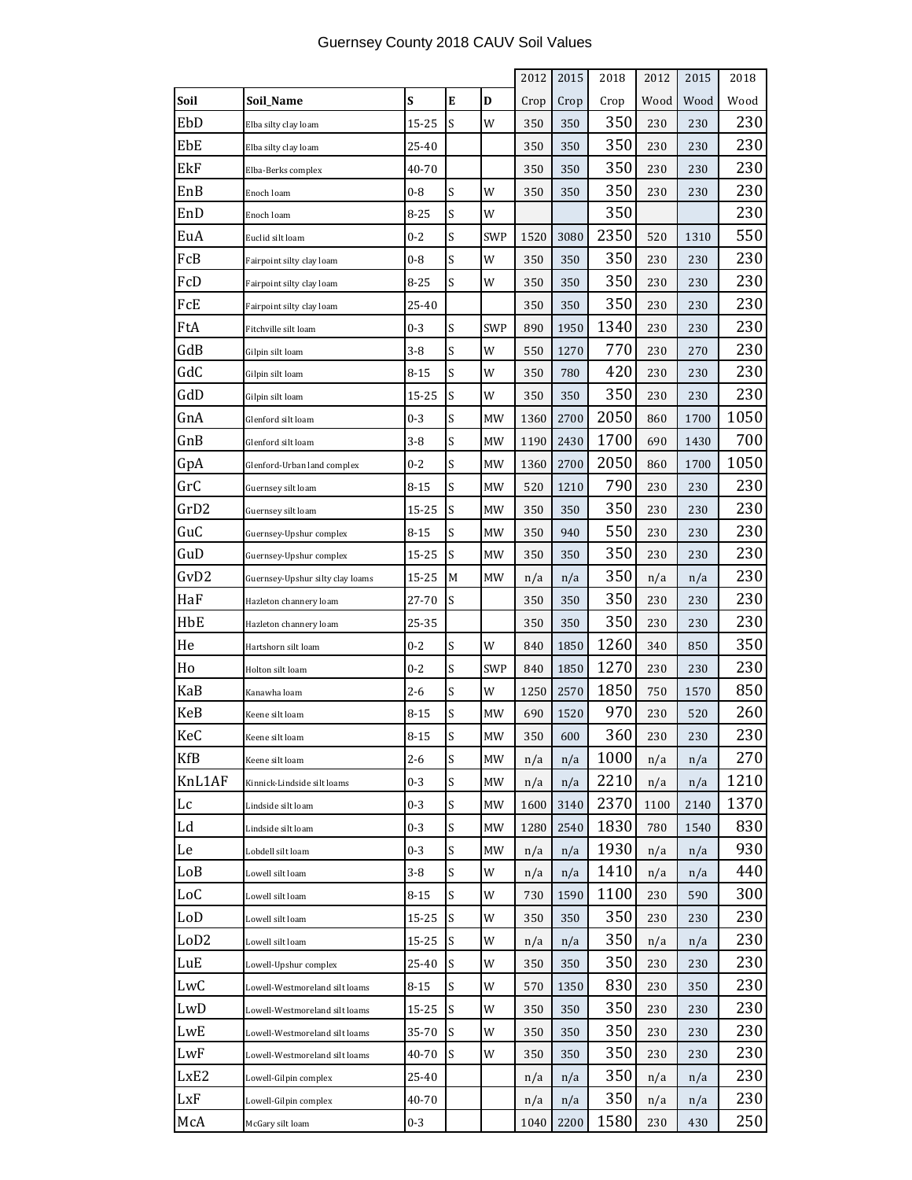# Guernsey County 2018 CAUV Soil Values

| | | | | | 2012 | 2015 | 2018 | 2012 | 2015 | 2018 |
|---|---|---|---|---|---|---|---|---|---|---|
| **Soil** | **Soil_Name** | **S** | **E** | **D** | Crop | Crop | Crop | Wood | Wood | Wood |
| EbD | Elba silty clay loam | 15-25 | S | W | 350 | 350 | 350 | 230 | 230 | 230 |
| EbE | Elba silty clay loam | 25-40 | | | 350 | 350 | 350 | 230 | 230 | 230 |
| EkF | Elba-Berks complex | 40-70 | | | 350 | 350 | 350 | 230 | 230 | 230 |
| EnB | Enoch loam | 0-8 | S | W | 350 | 350 | 350 | 230 | 230 | 230 |
| EnD | Enoch loam | 8-25 | S | W | | | 350 | | | 230 |
| EuA | Euclid silt loam | 0-2 | S | SWP | 1520 | 3080 | 2350 | 520 | 1310 | 550 |
| FcB | Fairpoint silty clay loam | 0-8 | S | W | 350 | 350 | 350 | 230 | 230 | 230 |
| FcD | Fairpoint silty clay loam | 8-25 | S | W | 350 | 350 | 350 | 230 | 230 | 230 |
| FcE | Fairpoint silty clay loam | 25-40 | | | 350 | 350 | 350 | 230 | 230 | 230 |
| FtA | Fitchville silt loam | 0-3 | S | SWP | 890 | 1950 | 1340 | 230 | 230 | 230 |
| GdB | Gilpin silt loam | 3-8 | S | W | 550 | 1270 | 770 | 230 | 270 | 230 |
| GdC | Gilpin silt loam | 8-15 | S | W | 350 | 780 | 420 | 230 | 230 | 230 |
| GdD | Gilpin silt loam | 15-25 | S | W | 350 | 350 | 350 | 230 | 230 | 230 |
| GnA | Glenford silt loam | 0-3 | S | MW | 1360 | 2700 | 2050 | 860 | 1700 | 1050 |
| GnB | Glenford silt loam | 3-8 | S | MW | 1190 | 2430 | 1700 | 690 | 1430 | 700 |
| GpA | Glenford-Urban land complex | 0-2 | S | MW | 1360 | 2700 | 2050 | 860 | 1700 | 1050 |
| GrC | Guernsey silt loam | 8-15 | S | MW | 520 | 1210 | 790 | 230 | 230 | 230 |
| GrD2 | Guernsey silt loam | 15-25 | S | MW | 350 | 350 | 350 | 230 | 230 | 230 |
| GuC | Guernsey-Upshur complex | 8-15 | S | MW | 350 | 940 | 550 | 230 | 230 | 230 |
| GuD | Guernsey-Upshur complex | 15-25 | S | MW | 350 | 350 | 350 | 230 | 230 | 230 |
| GvD2 | Guernsey-Upshur silty clay loams | 15-25 | M | MW | n/a | n/a | 350 | n/a | n/a | 230 |
| HaF | Hazleton channery loam | 27-70 | S | | 350 | 350 | 350 | 230 | 230 | 230 |
| HbE | Hazleton channery loam | 25-35 | | | 350 | 350 | 350 | 230 | 230 | 230 |
| He | Hartshorn silt loam | 0-2 | S | W | 840 | 1850 | 1260 | 340 | 850 | 350 |
| Ho | Holton silt loam | 0-2 | S | SWP | 840 | 1850 | 1270 | 230 | 230 | 230 |
| KaB | Kanawha loam | 2-6 | S | W | 1250 | 2570 | 1850 | 750 | 1570 | 850 |
| KeB | Keene silt loam | 8-15 | S | MW | 690 | 1520 | 970 | 230 | 520 | 260 |
| KeC | Keene silt loam | 8-15 | S | MW | 350 | 600 | 360 | 230 | 230 | 230 |
| KfB | Keene silt loam | 2-6 | S | MW | n/a | n/a | 1000 | n/a | n/a | 270 |
| KnL1AF | Kinnick-Lindside silt loams | 0-3 | S | MW | n/a | n/a | 2210 | n/a | n/a | 1210 |
| Lc | Lindside silt loam | 0-3 | S | MW | 1600 | 3140 | 2370 | 1100 | 2140 | 1370 |
| Ld | Lindside silt loam | 0-3 | S | MW | 1280 | 2540 | 1830 | 780 | 1540 | 830 |
| Le | Lobdell silt loam | 0-3 | S | MW | n/a | n/a | 1930 | n/a | n/a | 930 |
| LoB | Lowell silt loam | 3-8 | S | W | n/a | n/a | 1410 | n/a | n/a | 440 |
| LoC | Lowell silt loam | 8-15 | S | W | 730 | 1590 | 1100 | 230 | 590 | 300 |
| LoD | Lowell silt loam | 15-25 | S | W | 350 | 350 | 350 | 230 | 230 | 230 |
| LoD2 | Lowell silt loam | 15-25 | S | W | n/a | n/a | 350 | n/a | n/a | 230 |
| LuE | Lowell-Upshur complex | 25-40 | S | W | 350 | 350 | 350 | 230 | 230 | 230 |
| LwC | Lowell-Westmoreland silt loams | 8-15 | S | W | 570 | 1350 | 830 | 230 | 350 | 230 |
| LwD | Lowell-Westmoreland silt loams | 15-25 | S | W | 350 | 350 | 350 | 230 | 230 | 230 |
| LwE | Lowell-Westmoreland silt loams | 35-70 | S | W | 350 | 350 | 350 | 230 | 230 | 230 |
| LwF | Lowell-Westmoreland silt loams | 40-70 | S | W | 350 | 350 | 350 | 230 | 230 | 230 |
| LxE2 | Lowell-Gilpin complex | 25-40 | | | n/a | n/a | 350 | n/a | n/a | 230 |
| LxF | Lowell-Gilpin complex | 40-70 | | | n/a | n/a | 350 | n/a | n/a | 230 |
| McA | McGary silt loam | 0-3 | | | 1040 | 2200 | 1580 | 230 | 430 | 250 |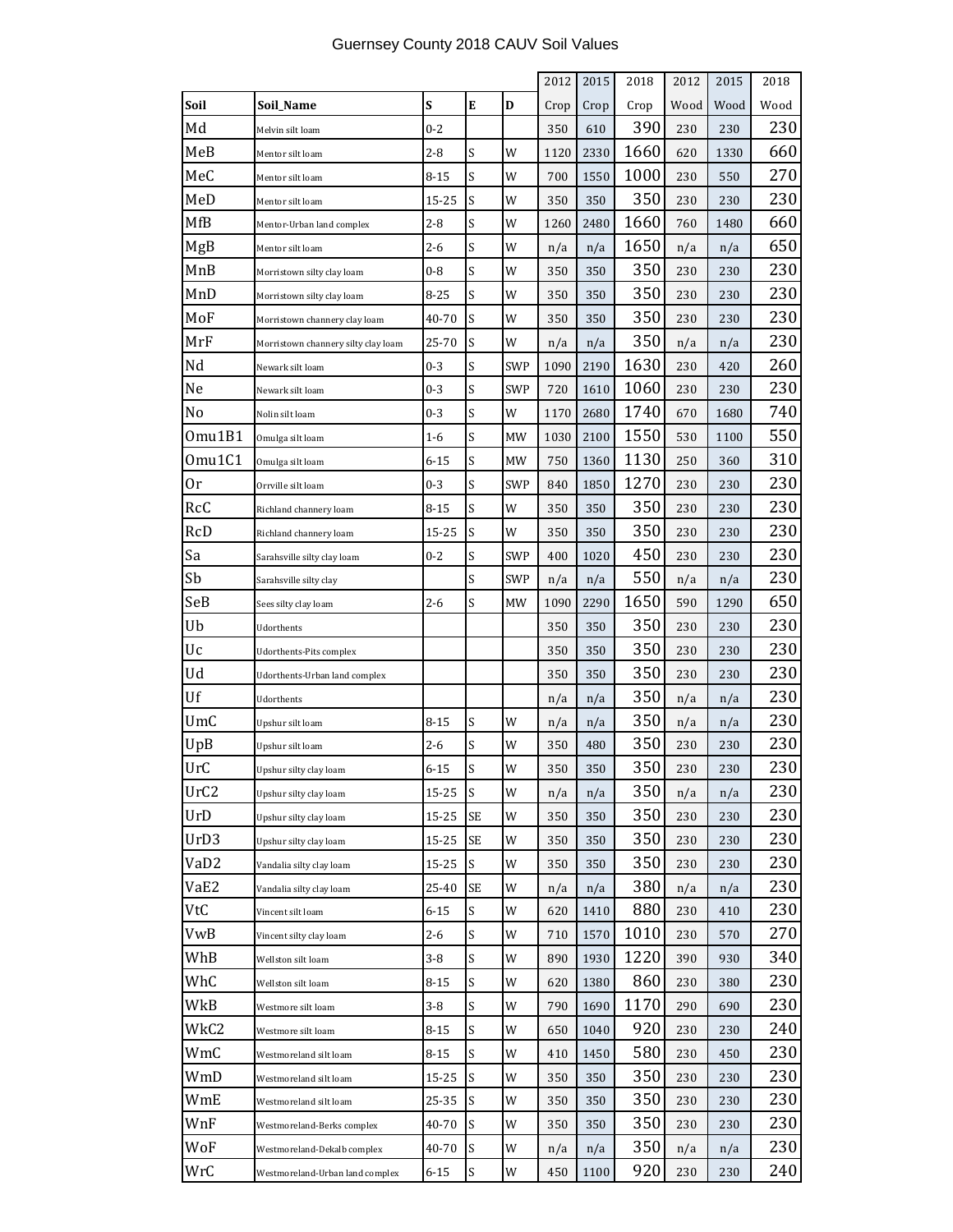# Guernsey County 2018 CAUV Soil Values

| | | | | | 2012 | 2015 | 2018 | 2012 | 2015 | 2018 |
|---|---|---|---|---|---|---|---|---|---|---|
| Soil | Soil_Name | S | E | D | Crop | Crop | Crop | Wood | Wood | Wood |
| Md | Melvin silt loam | 0-2 | | | 350 | 610 | 390 | 230 | 230 | 230 |
| MeB | Mentor silt loam | 2-8 | S | W | 1120 | 2330 | 1660 | 620 | 1330 | 660 |
| MeC | Mentor silt loam | 8-15 | S | W | 700 | 1550 | 1000 | 230 | 550 | 270 |
| MeD | Mentor silt loam | 15-25 | S | W | 350 | 350 | 350 | 230 | 230 | 230 |
| MfB | Mentor-Urban land complex | 2-8 | S | W | 1260 | 2480 | 1660 | 760 | 1480 | 660 |
| MgB | Mentor silt loam | 2-6 | S | W | n/a | n/a | 1650 | n/a | n/a | 650 |
| MnB | Morristown silty clay loam | 0-8 | S | W | 350 | 350 | 350 | 230 | 230 | 230 |
| MnD | Morristown silty clay loam | 8-25 | S | W | 350 | 350 | 350 | 230 | 230 | 230 |
| MoF | Morristown channery clay loam | 40-70 | S | W | 350 | 350 | 350 | 230 | 230 | 230 |
| MrF | Morristown channery silty clay loam | 25-70 | S | W | n/a | n/a | 350 | n/a | n/a | 230 |
| Nd | Newark silt loam | 0-3 | S | SWP | 1090 | 2190 | 1630 | 230 | 420 | 260 |
| Ne | Newark silt loam | 0-3 | S | SWP | 720 | 1610 | 1060 | 230 | 230 | 230 |
| No | Nolin silt loam | 0-3 | S | W | 1170 | 2680 | 1740 | 670 | 1680 | 740 |
| Omu1B1 | Omulga silt loam | 1-6 | S | MW | 1030 | 2100 | 1550 | 530 | 1100 | 550 |
| Omu1C1 | Omulga silt loam | 6-15 | S | MW | 750 | 1360 | 1130 | 250 | 360 | 310 |
| Or | Orrville silt loam | 0-3 | S | SWP | 840 | 1850 | 1270 | 230 | 230 | 230 |
| RcC | Richland channery loam | 8-15 | S | W | 350 | 350 | 350 | 230 | 230 | 230 |
| RcD | Richland channery loam | 15-25 | S | W | 350 | 350 | 350 | 230 | 230 | 230 |
| Sa | Sarahsville silty clay loam | 0-2 | S | SWP | 400 | 1020 | 450 | 230 | 230 | 230 |
| Sb | Sarahsville silty clay | | S | SWP | n/a | n/a | 550 | n/a | n/a | 230 |
| SeB | Sees silty clay loam | 2-6 | S | MW | 1090 | 2290 | 1650 | 590 | 1290 | 650 |
| Ub | Udorthents | | | | 350 | 350 | 350 | 230 | 230 | 230 |
| Uc | Udorthents-Pits complex | | | | 350 | 350 | 350 | 230 | 230 | 230 |
| Ud | Udorthents-Urban land complex | | | | 350 | 350 | 350 | 230 | 230 | 230 |
| Uf | Udorthents | | | | n/a | n/a | 350 | n/a | n/a | 230 |
| UmC | Upshur silt loam | 8-15 | S | W | n/a | n/a | 350 | n/a | n/a | 230 |
| UpB | Upshur silt loam | 2-6 | S | W | 350 | 480 | 350 | 230 | 230 | 230 |
| UrC | Upshur silty clay loam | 6-15 | S | W | 350 | 350 | 350 | 230 | 230 | 230 |
| UrC2 | Upshur silty clay loam | 15-25 | S | W | n/a | n/a | 350 | n/a | n/a | 230 |
| UrD | Upshur silty clay loam | 15-25 | SE | W | 350 | 350 | 350 | 230 | 230 | 230 |
| UrD3 | Upshur silty clay loam | 15-25 | SE | W | 350 | 350 | 350 | 230 | 230 | 230 |
| VaD2 | Vandalia silty clay loam | 15-25 | S | W | 350 | 350 | 350 | 230 | 230 | 230 |
| VaE2 | Vandalia silty clay loam | 25-40 | SE | W | n/a | n/a | 380 | n/a | n/a | 230 |
| VtC | Vincent silt loam | 6-15 | S | W | 620 | 1410 | 880 | 230 | 410 | 230 |
| VwB | Vincent silty clay loam | 2-6 | S | W | 710 | 1570 | 1010 | 230 | 570 | 270 |
| WhB | Wellston silt loam | 3-8 | S | W | 890 | 1930 | 1220 | 390 | 930 | 340 |
| WhC | Wellston silt loam | 8-15 | S | W | 620 | 1380 | 860 | 230 | 380 | 230 |
| WkB | Westmore silt loam | 3-8 | S | W | 790 | 1690 | 1170 | 290 | 690 | 230 |
| WkC2 | Westmore silt loam | 8-15 | S | W | 650 | 1040 | 920 | 230 | 230 | 240 |
| WmC | Westmoreland silt loam | 8-15 | S | W | 410 | 1450 | 580 | 230 | 450 | 230 |
| WmD | Westmoreland silt loam | 15-25 | S | W | 350 | 350 | 350 | 230 | 230 | 230 |
| WmE | Westmoreland silt loam | 25-35 | S | W | 350 | 350 | 350 | 230 | 230 | 230 |
| WnF | Westmoreland-Berks complex | 40-70 | S | W | 350 | 350 | 350 | 230 | 230 | 230 |
| WoF | Westmoreland-Dekalb complex | 40-70 | S | W | n/a | n/a | 350 | n/a | n/a | 230 |
| WrC | Westmoreland-Urban land complex | 6-15 | S | W | 450 | 1100 | 920 | 230 | 230 | 240 |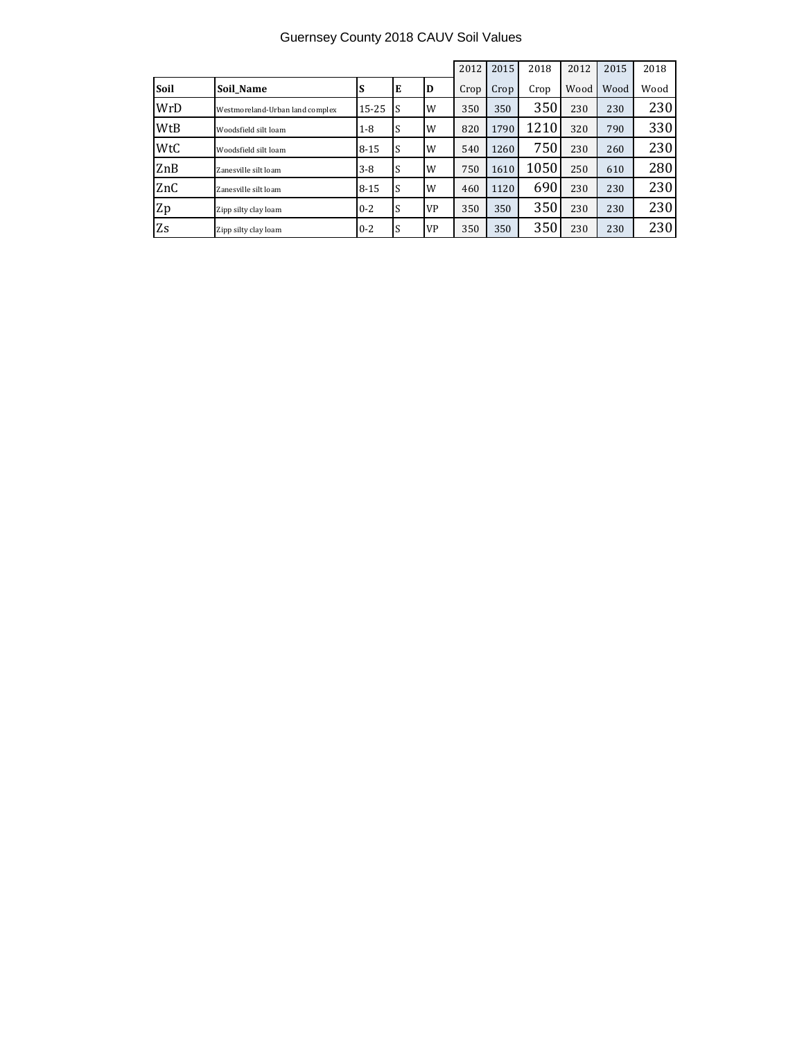Guernsey County 2018 CAUV Soil Values

| Soil | Soil_Name | S | E | D | 2012 Crop | 2015 Crop | 2018 Crop | 2012 Wood | 2015 Wood | 2018 Wood |
|---|---|---|---|---|---|---|---|---|---|---|
| WrD | Westmoreland-Urban land complex | 15-25 | S | W | 350 | 350 | 350 | 230 | 230 | 230 |
| WtB | Woodsfield silt loam | 1-8 | S | W | 820 | 1790 | 1210 | 320 | 790 | 330 |
| WtC | Woodsfield silt loam | 8-15 | S | W | 540 | 1260 | 750 | 230 | 260 | 230 |
| ZnB | Zanesville silt loam | 3-8 | S | W | 750 | 1610 | 1050 | 250 | 610 | 280 |
| ZnC | Zanesville silt loam | 8-15 | S | W | 460 | 1120 | 690 | 230 | 230 | 230 |
| Zp | Zipp silty clay loam | 0-2 | S | VP | 350 | 350 | 350 | 230 | 230 | 230 |
| Zs | Zipp silty clay loam | 0-2 | S | VP | 350 | 350 | 350 | 230 | 230 | 230 |